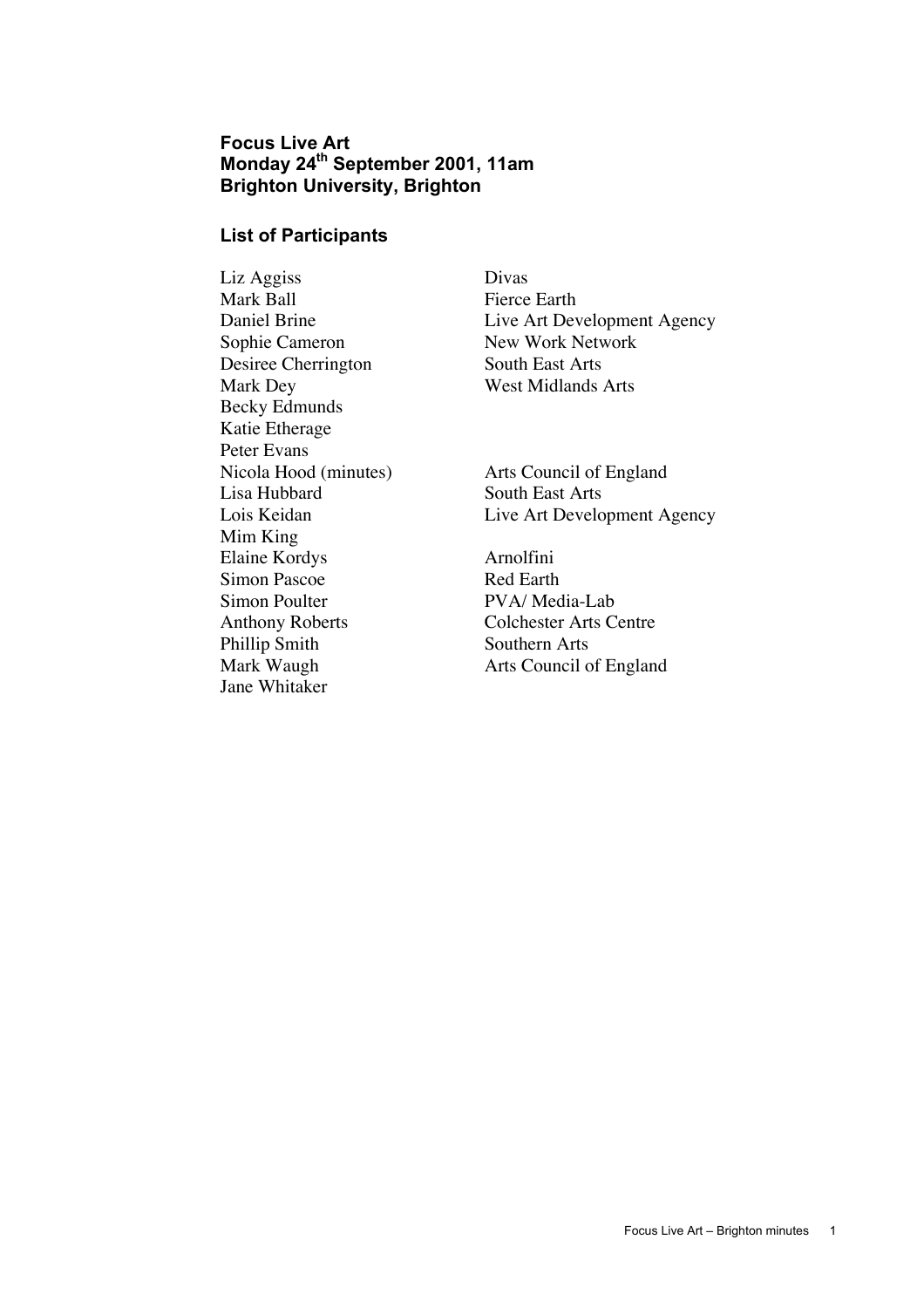# Focus Live Art
# Monday 24th September 2001, 11am
# Brighton University, Brighton

## List of Participants

| | |
|---|---|
| Liz Aggiss | Divas |
| Mark Ball | Fierce Earth |
| Daniel Brine | Live Art Development Agency |
| Sophie Cameron | New Work Network |
| Desiree Cherrington | South East Arts |
| Mark Dey | West Midlands Arts |
| Becky Edmunds | |
| Katie Etherage | |
| Peter Evans | |
| Nicola Hood (minutes) | Arts Council of England |
| Lisa Hubbard | South East Arts |
| Lois Keidan | Live Art Development Agency |
| Mim King | |
| Elaine Kordys | Arnolfini |
| Simon Pascoe | Red Earth |
| Simon Poulter | PVA/ Media-Lab |
| Anthony Roberts | Colchester Arts Centre |
| Phillip Smith | Southern Arts |
| Mark Waugh | Arts Council of England |
| Jane Whitaker | |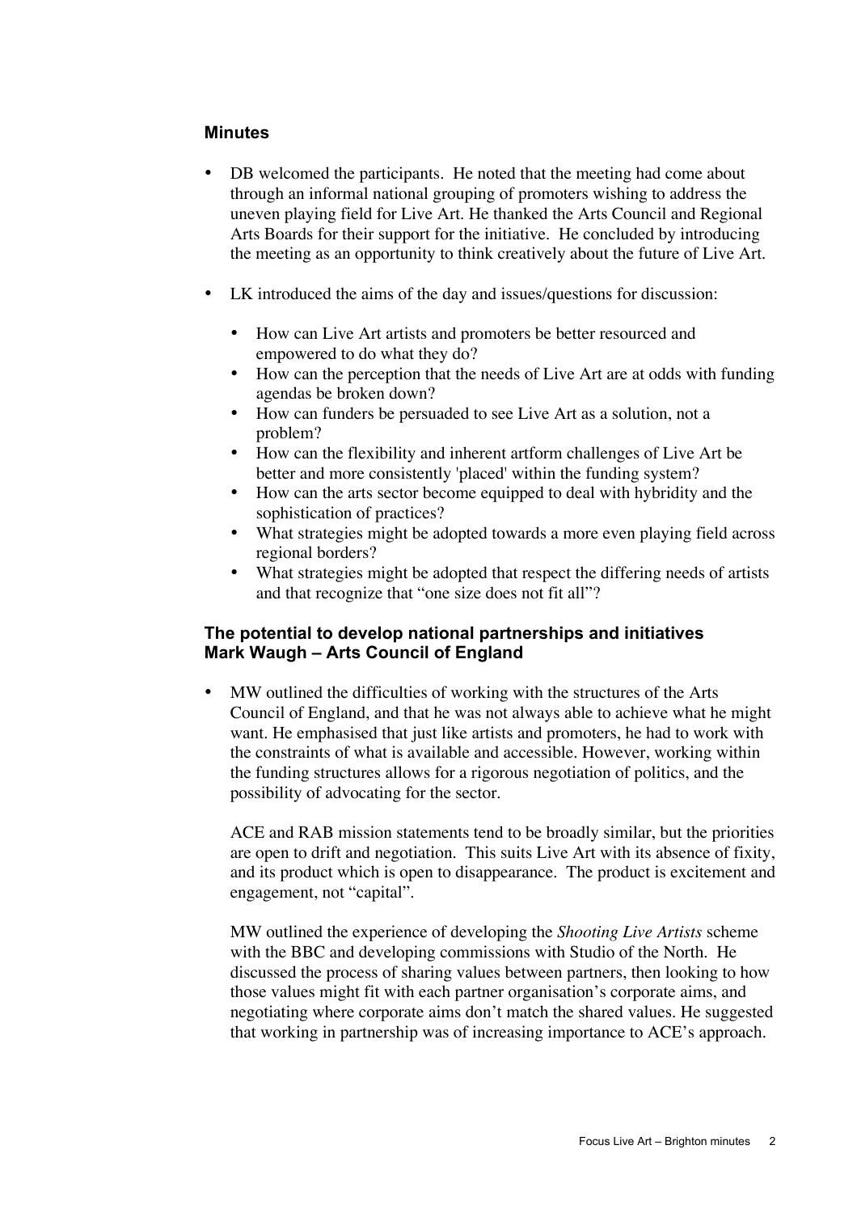## Minutes

- DB welcomed the participants. He noted that the meeting had come about through an informal national grouping of promoters wishing to address the uneven playing field for Live Art. He thanked the Arts Council and Regional Arts Boards for their support for the initiative. He concluded by introducing the meeting as an opportunity to think creatively about the future of Live Art.

- LK introduced the aims of the day and issues/questions for discussion:

  - How can Live Art artists and promoters be better resourced and empowered to do what they do?
  - How can the perception that the needs of Live Art are at odds with funding agendas be broken down?
  - How can funders be persuaded to see Live Art as a solution, not a problem?
  - How can the flexibility and inherent artform challenges of Live Art be better and more consistently 'placed' within the funding system?
  - How can the arts sector become equipped to deal with hybridity and the sophistication of practices?
  - What strategies might be adopted towards a more even playing field across regional borders?
  - What strategies might be adopted that respect the differing needs of artists and that recognize that "one size does not fit all"?

### The potential to develop national partnerships and initiatives
### Mark Waugh – Arts Council of England

- MW outlined the difficulties of working with the structures of the Arts Council of England, and that he was not always able to achieve what he might want. He emphasised that just like artists and promoters, he had to work with the constraints of what is available and accessible. However, working within the funding structures allows for a rigorous negotiation of politics, and the possibility of advocating for the sector.

  ACE and RAB mission statements tend to be broadly similar, but the priorities are open to drift and negotiation. This suits Live Art with its absence of fixity, and its product which is open to disappearance. The product is excitement and engagement, not "capital".

  MW outlined the experience of developing the *Shooting Live Artists* scheme with the BBC and developing commissions with Studio of the North. He discussed the process of sharing values between partners, then looking to how those values might fit with each partner organisation's corporate aims, and negotiating where corporate aims don't match the shared values. He suggested that working in partnership was of increasing importance to ACE's approach.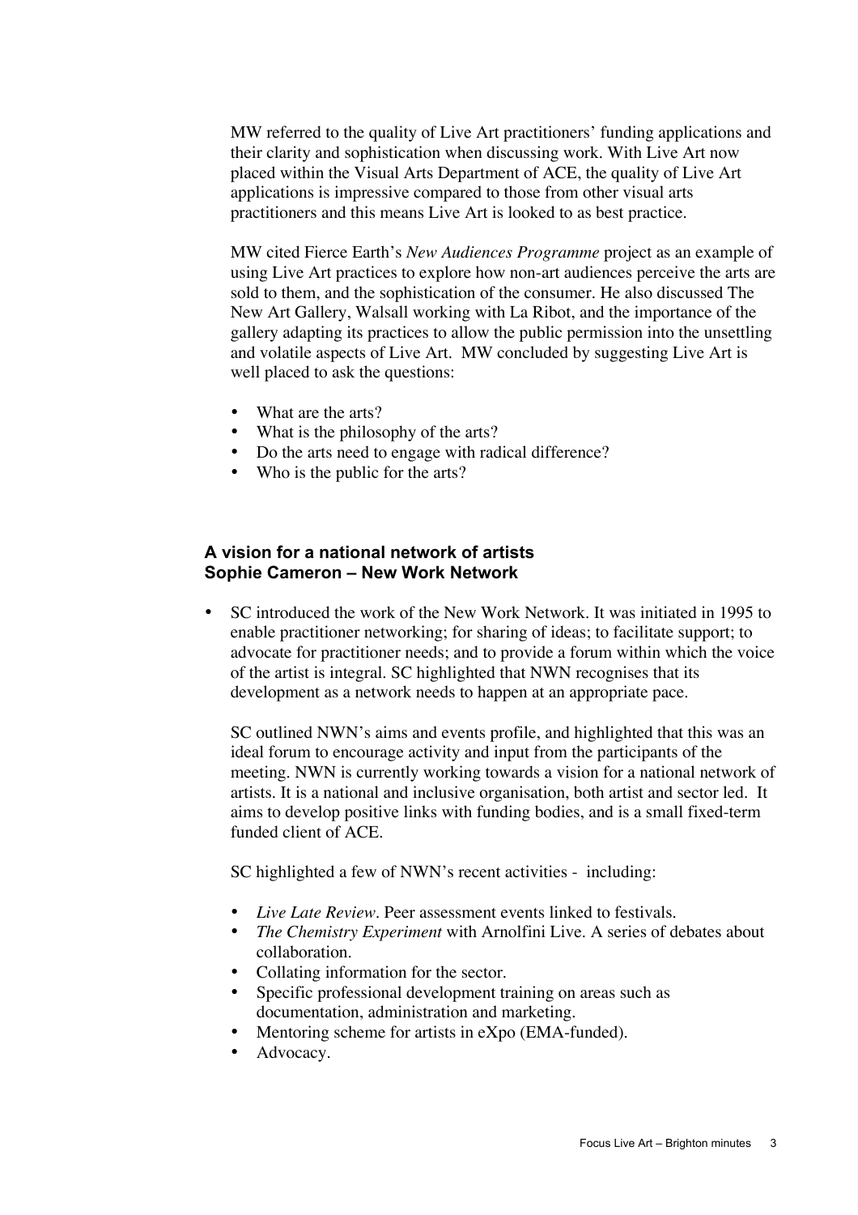MW referred to the quality of Live Art practitioners' funding applications and their clarity and sophistication when discussing work. With Live Art now placed within the Visual Arts Department of ACE, the quality of Live Art applications is impressive compared to those from other visual arts practitioners and this means Live Art is looked to as best practice.

MW cited Fierce Earth's *New Audiences Programme* project as an example of using Live Art practices to explore how non-art audiences perceive the arts are sold to them, and the sophistication of the consumer. He also discussed The New Art Gallery, Walsall working with La Ribot, and the importance of the gallery adapting its practices to allow the public permission into the unsettling and volatile aspects of Live Art. MW concluded by suggesting Live Art is well placed to ask the questions:

- What are the arts?
- What is the philosophy of the arts?
- Do the arts need to engage with radical difference?
- Who is the public for the arts?

### A vision for a national network of artists
### Sophie Cameron – New Work Network

- SC introduced the work of the New Work Network. It was initiated in 1995 to enable practitioner networking; for sharing of ideas; to facilitate support; to advocate for practitioner needs; and to provide a forum within which the voice of the artist is integral. SC highlighted that NWN recognises that its development as a network needs to happen at an appropriate pace.

  SC outlined NWN's aims and events profile, and highlighted that this was an ideal forum to encourage activity and input from the participants of the meeting. NWN is currently working towards a vision for a national network of artists. It is a national and inclusive organisation, both artist and sector led. It aims to develop positive links with funding bodies, and is a small fixed-term funded client of ACE.

  SC highlighted a few of NWN's recent activities - including:

  - *Live Late Review*. Peer assessment events linked to festivals.
  - *The Chemistry Experiment* with Arnolfini Live. A series of debates about collaboration.
  - Collating information for the sector.
  - Specific professional development training on areas such as documentation, administration and marketing.
  - Mentoring scheme for artists in eXpo (EMA-funded).
  - Advocacy.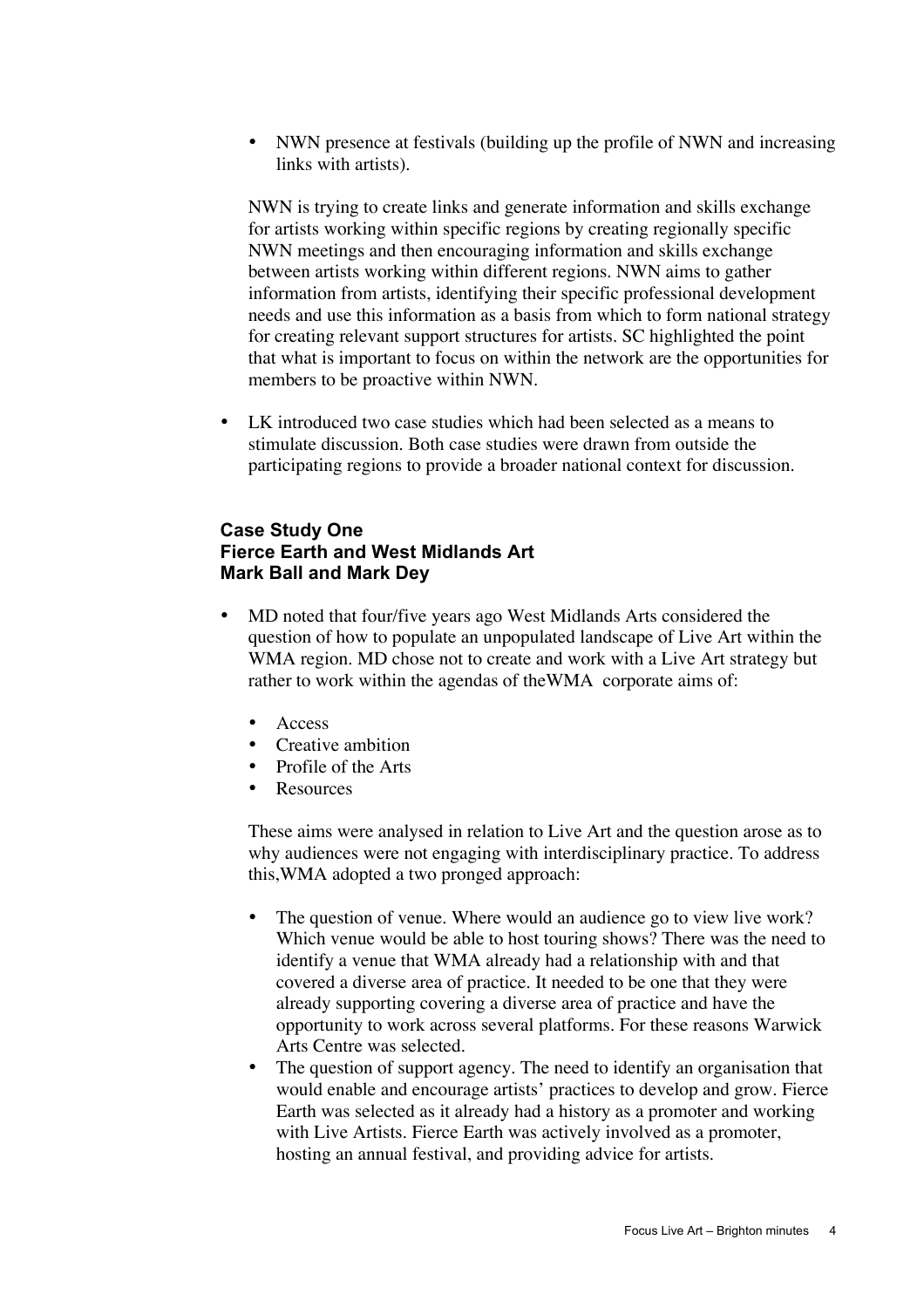- NWN presence at festivals (building up the profile of NWN and increasing links with artists).

  NWN is trying to create links and generate information and skills exchange for artists working within specific regions by creating regionally specific NWN meetings and then encouraging information and skills exchange between artists working within different regions. NWN aims to gather information from artists, identifying their specific professional development needs and use this information as a basis from which to form national strategy for creating relevant support structures for artists. SC highlighted the point that what is important to focus on within the network are the opportunities for members to be proactive within NWN.

- LK introduced two case studies which had been selected as a means to stimulate discussion. Both case studies were drawn from outside the participating regions to provide a broader national context for discussion.

### Case Study One
### Fierce Earth and West Midlands Art
### Mark Ball and Mark Dey

- MD noted that four/five years ago West Midlands Arts considered the question of how to populate an unpopulated landscape of Live Art within the WMA region. MD chose not to create and work with a Live Art strategy but rather to work within the agendas of theWMA corporate aims of:

  - Access
  - Creative ambition
  - Profile of the Arts
  - Resources

  These aims were analysed in relation to Live Art and the question arose as to why audiences were not engaging with interdisciplinary practice. To address this,WMA adopted a two pronged approach:

  - The question of venue. Where would an audience go to view live work? Which venue would be able to host touring shows? There was the need to identify a venue that WMA already had a relationship with and that covered a diverse area of practice. It needed to be one that they were already supporting covering a diverse area of practice and have the opportunity to work across several platforms. For these reasons Warwick Arts Centre was selected.
  - The question of support agency. The need to identify an organisation that would enable and encourage artists' practices to develop and grow. Fierce Earth was selected as it already had a history as a promoter and working with Live Artists. Fierce Earth was actively involved as a promoter, hosting an annual festival, and providing advice for artists.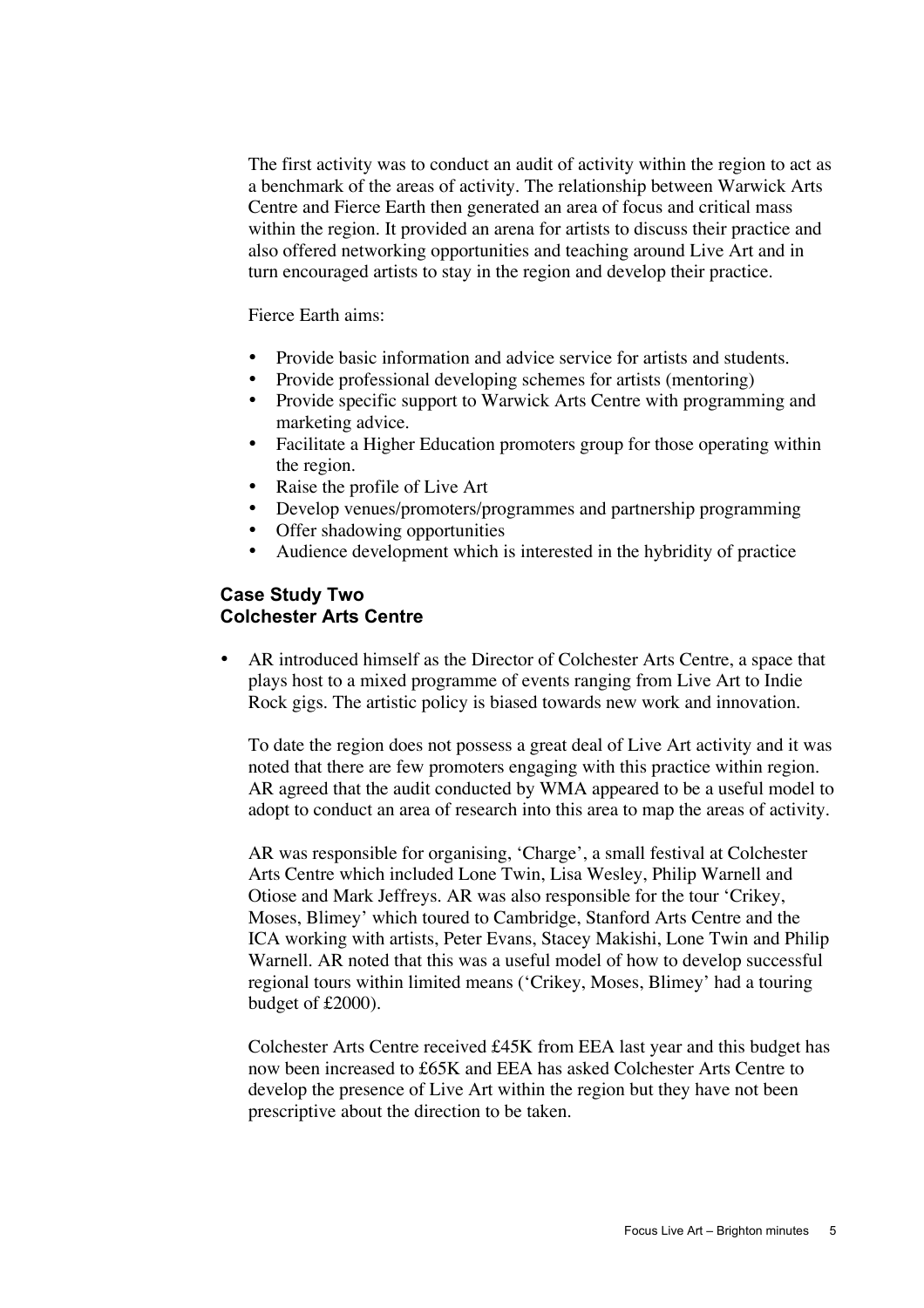The first activity was to conduct an audit of activity within the region to act as a benchmark of the areas of activity. The relationship between Warwick Arts Centre and Fierce Earth then generated an area of focus and critical mass within the region. It provided an arena for artists to discuss their practice and also offered networking opportunities and teaching around Live Art and in turn encouraged artists to stay in the region and develop their practice.

Fierce Earth aims:

- Provide basic information and advice service for artists and students.
- Provide professional developing schemes for artists (mentoring)
- Provide specific support to Warwick Arts Centre with programming and marketing advice.
- Facilitate a Higher Education promoters group for those operating within the region.
- Raise the profile of Live Art
- Develop venues/promoters/programmes and partnership programming
- Offer shadowing opportunities
- Audience development which is interested in the hybridity of practice

### Case Study Two
### Colchester Arts Centre

- AR introduced himself as the Director of Colchester Arts Centre, a space that plays host to a mixed programme of events ranging from Live Art to Indie Rock gigs. The artistic policy is biased towards new work and innovation.

  To date the region does not possess a great deal of Live Art activity and it was noted that there are few promoters engaging with this practice within region. AR agreed that the audit conducted by WMA appeared to be a useful model to adopt to conduct an area of research into this area to map the areas of activity.

  AR was responsible for organising, 'Charge', a small festival at Colchester Arts Centre which included Lone Twin, Lisa Wesley, Philip Warnell and Otiose and Mark Jeffreys. AR was also responsible for the tour 'Crikey, Moses, Blimey' which toured to Cambridge, Stanford Arts Centre and the ICA working with artists, Peter Evans, Stacey Makishi, Lone Twin and Philip Warnell. AR noted that this was a useful model of how to develop successful regional tours within limited means ('Crikey, Moses, Blimey' had a touring budget of £2000).

  Colchester Arts Centre received £45K from EEA last year and this budget has now been increased to £65K and EEA has asked Colchester Arts Centre to develop the presence of Live Art within the region but they have not been prescriptive about the direction to be taken.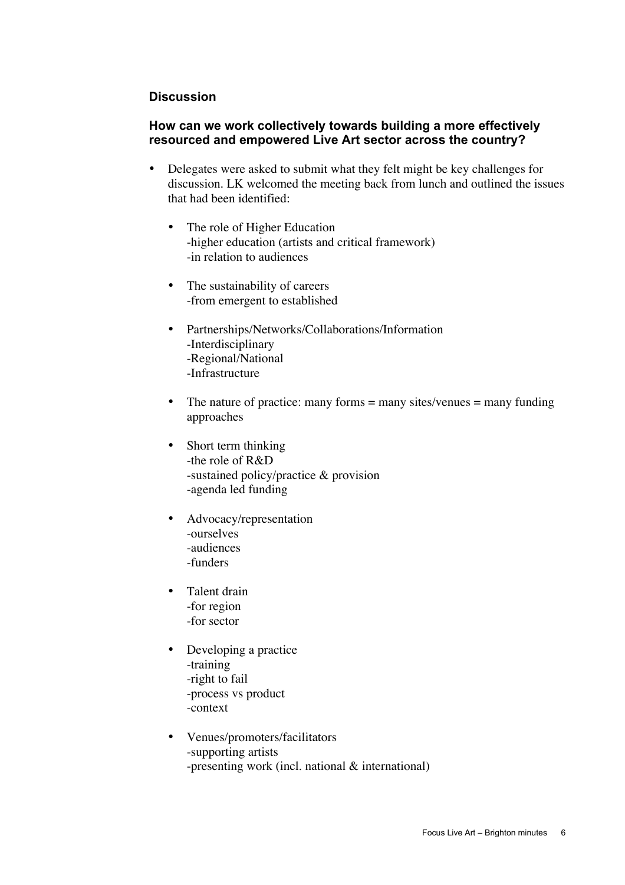## Discussion

### How can we work collectively towards building a more effectively resourced and empowered Live Art sector across the country?

- Delegates were asked to submit what they felt might be key challenges for discussion. LK welcomed the meeting back from lunch and outlined the issues that had been identified:

  - The role of Higher Education
    -higher education (artists and critical framework)
    -in relation to audiences

  - The sustainability of careers
    -from emergent to established

  - Partnerships/Networks/Collaborations/Information
    -Interdisciplinary
    -Regional/National
    -Infrastructure

  - The nature of practice: many forms = many sites/venues = many funding approaches

  - Short term thinking
    -the role of R&D
    -sustained policy/practice & provision
    -agenda led funding

  - Advocacy/representation
    -ourselves
    -audiences
    -funders

  - Talent drain
    -for region
    -for sector

  - Developing a practice
    -training
    -right to fail
    -process vs product
    -context

  - Venues/promoters/facilitators
    -supporting artists
    -presenting work (incl. national & international)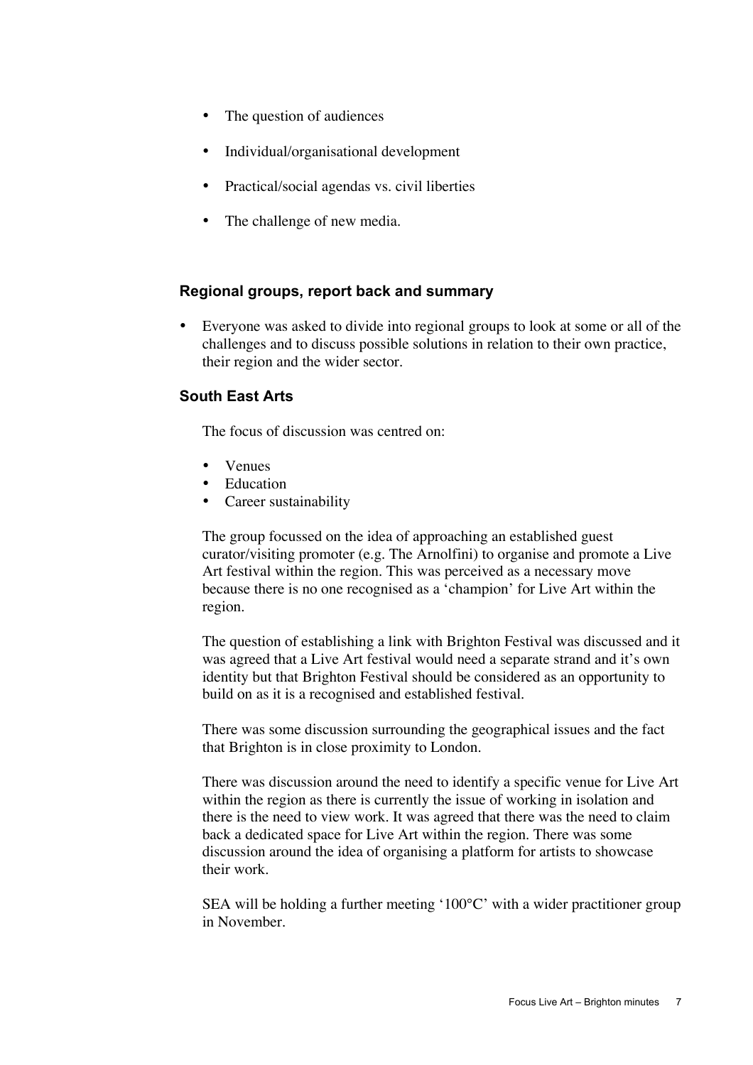- The question of audiences
- Individual/organisational development
- Practical/social agendas vs. civil liberties
- The challenge of new media.

### Regional groups, report back and summary

- Everyone was asked to divide into regional groups to look at some or all of the challenges and to discuss possible solutions in relation to their own practice, their region and the wider sector.

### South East Arts

The focus of discussion was centred on:

- Venues
- Education
- Career sustainability

The group focussed on the idea of approaching an established guest curator/visiting promoter (e.g. The Arnolfini) to organise and promote a Live Art festival within the region. This was perceived as a necessary move because there is no one recognised as a 'champion' for Live Art within the region.

The question of establishing a link with Brighton Festival was discussed and it was agreed that a Live Art festival would need a separate strand and it's own identity but that Brighton Festival should be considered as an opportunity to build on as it is a recognised and established festival.

There was some discussion surrounding the geographical issues and the fact that Brighton is in close proximity to London.

There was discussion around the need to identify a specific venue for Live Art within the region as there is currently the issue of working in isolation and there is the need to view work. It was agreed that there was the need to claim back a dedicated space for Live Art within the region. There was some discussion around the idea of organising a platform for artists to showcase their work.

SEA will be holding a further meeting '100°C' with a wider practitioner group in November.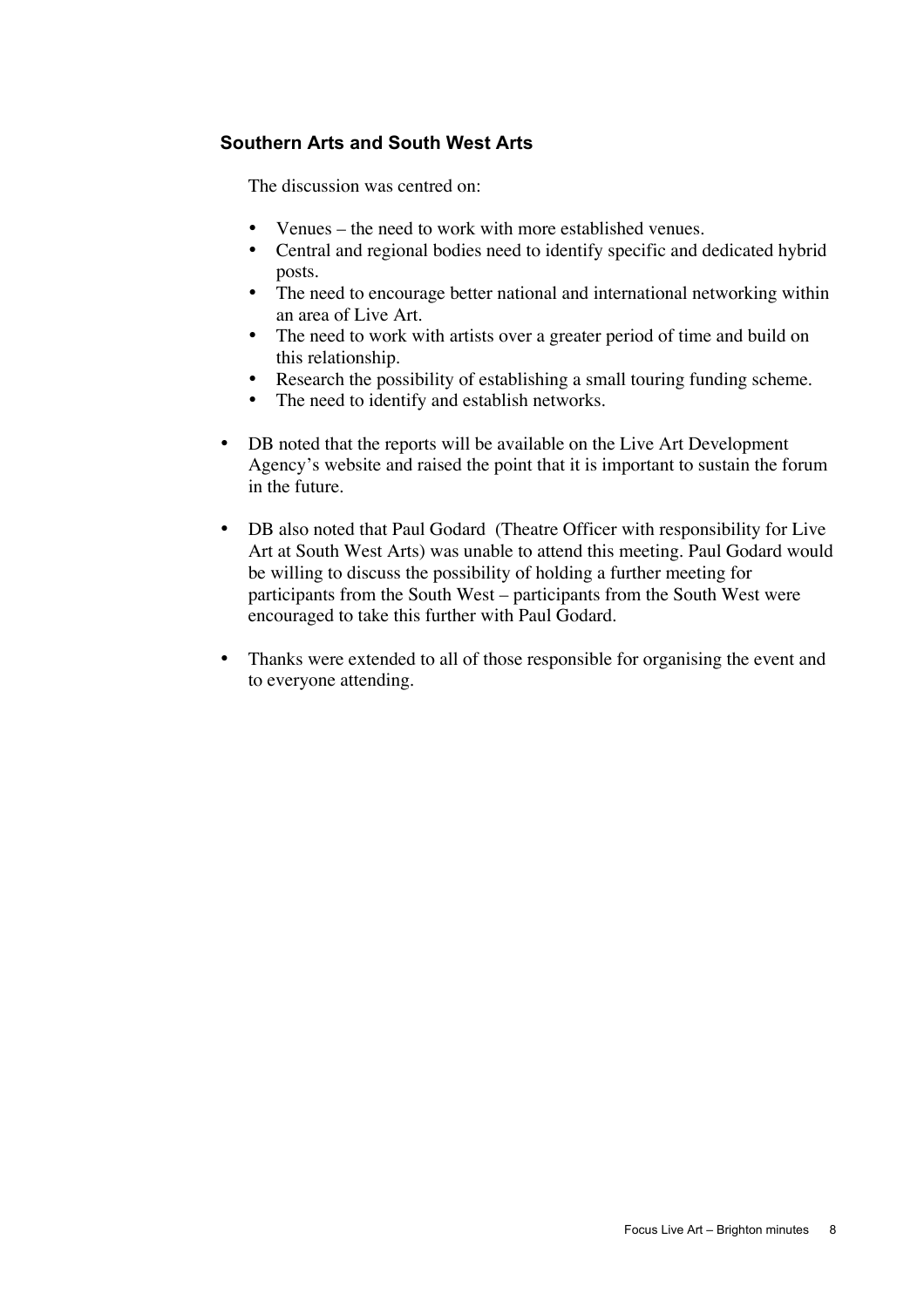### Southern Arts and South West Arts

The discussion was centred on:

- Venues – the need to work with more established venues.
- Central and regional bodies need to identify specific and dedicated hybrid posts.
- The need to encourage better national and international networking within an area of Live Art.
- The need to work with artists over a greater period of time and build on this relationship.
- Research the possibility of establishing a small touring funding scheme.
- The need to identify and establish networks.

- DB noted that the reports will be available on the Live Art Development Agency's website and raised the point that it is important to sustain the forum in the future.

- DB also noted that Paul Godard (Theatre Officer with responsibility for Live Art at South West Arts) was unable to attend this meeting. Paul Godard would be willing to discuss the possibility of holding a further meeting for participants from the South West – participants from the South West were encouraged to take this further with Paul Godard.

- Thanks were extended to all of those responsible for organising the event and to everyone attending.